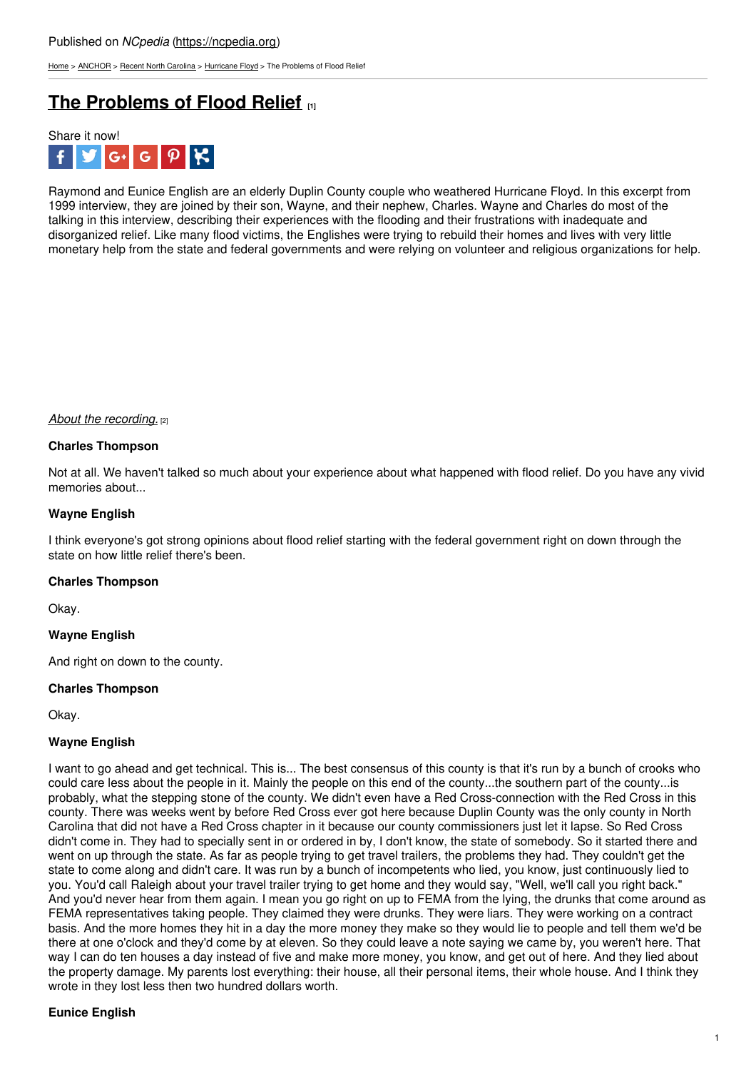Published on *NCpedia* (https://ncpedia.org)

Home > ANCHOR > Recent North Carolina > Hurricane Floyd > The Problems of Flood Relief

# The Problems of Flood Relief [1]

Share it now!

Raymond and Eunice English are an elderly Duplin County couple who weathered Hurricane Floyd. In this excerpt from 1999 interview, they are joined by their son, Wayne, and their nephew, Charles. Wayne and Charles do most of the talking in this interview, describing their experiences with the flooding and their frustrations with inadequate and disorganized relief. Like many flood victims, the Englishes were trying to rebuild their homes and lives with very little monetary help from the state and federal governments and were relying on volunteer and religious organizations for help.

*About the recording.* [2]

**Charles Thompson**

Not at all. We haven't talked so much about your experience about what happened with flood relief. Do you have any vivid memories about...

**Wayne English**

I think everyone's got strong opinions about flood relief starting with the federal government right on down through the state on how little relief there's been.

**Charles Thompson**

Okay.

**Wayne English**

And right on down to the county.

**Charles Thompson**

Okay.

**Wayne English**

I want to go ahead and get technical. This is... The best consensus of this county is that it's run by a bunch of crooks who could care less about the people in it. Mainly the people on this end of the county...the southern part of the county...is probably, what the stepping stone of the county. We didn't even have a Red Cross-connection with the Red Cross in this county. There was weeks went by before Red Cross ever got here because Duplin County was the only county in North Carolina that did not have a Red Cross chapter in it because our county commissioners just let it lapse. So Red Cross didn't come in. They had to specially sent in or ordered in by, I don't know, the state of somebody. So it started there and went on up through the state. As far as people trying to get travel trailers, the problems they had. They couldn't get the state to come along and didn't care. It was run by a bunch of incompetents who lied, you know, just continuously lied to you. You'd call Raleigh about your travel trailer trying to get home and they would say, "Well, we'll call you right back." And you'd never hear from them again. I mean you go right on up to FEMA from the lying, the drunks that come around as FEMA representatives taking people. They claimed they were drunks. They were liars. They were working on a contract basis. And the more homes they hit in a day the more money they make so they would lie to people and tell them we'd be there at one o'clock and they'd come by at eleven. So they could leave a note saying we came by, you weren't here. That way I can do ten houses a day instead of five and make more money, you know, and get out of here. And they lied about the property damage. My parents lost everything: their house, all their personal items, their whole house. And I think they wrote in they lost less then two hundred dollars worth.

**Eunice English**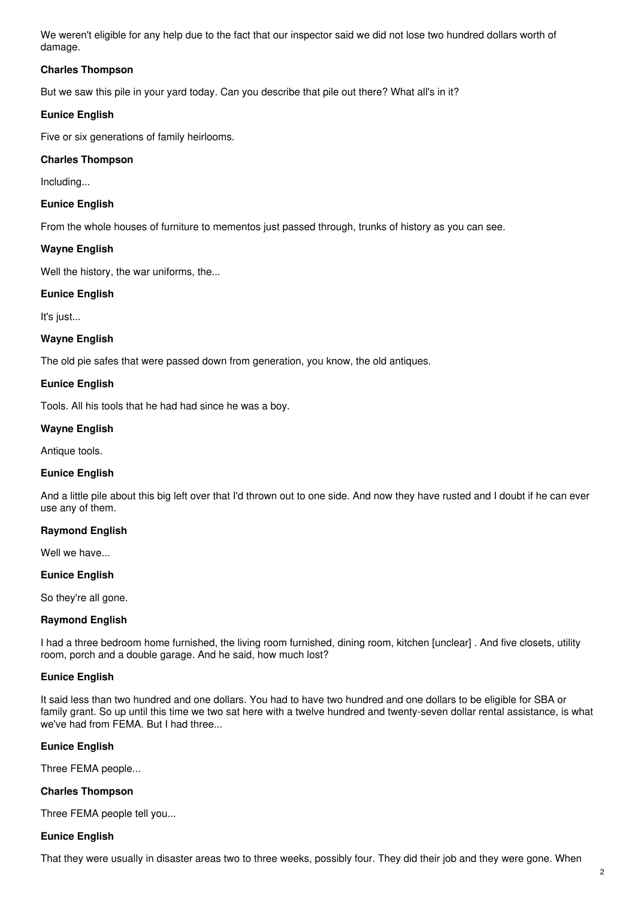We weren't eligible for any help due to the fact that our inspector said we did not lose two hundred dollars worth of damage.

**Charles Thompson**

But we saw this pile in your yard today. Can you describe that pile out there? What all's in it?

**Eunice English**

Five or six generations of family heirlooms.

**Charles Thompson**

Including...

**Eunice English**

From the whole houses of furniture to mementos just passed through, trunks of history as you can see.

**Wayne English**

Well the history, the war uniforms, the...

**Eunice English**

It's just...

**Wayne English**

The old pie safes that were passed down from generation, you know, the old antiques.

**Eunice English**

Tools. All his tools that he had had since he was a boy.

**Wayne English**

Antique tools.

**Eunice English**

And a little pile about this big left over that I'd thrown out to one side. And now they have rusted and I doubt if he can ever use any of them.

**Raymond English**

Well we have...

**Eunice English**

So they're all gone.

**Raymond English**

I had a three bedroom home furnished, the living room furnished, dining room, kitchen [unclear] . And five closets, utility room, porch and a double garage. And he said, how much lost?

**Eunice English**

It said less than two hundred and one dollars. You had to have two hundred and one dollars to be eligible for SBA or family grant. So up until this time we two sat here with a twelve hundred and twenty-seven dollar rental assistance, is what we've had from FEMA. But I had three...

**Eunice English**

Three FEMA people...

**Charles Thompson**

Three FEMA people tell you...

**Eunice English**

That they were usually in disaster areas two to three weeks, possibly four. They did their job and they were gone. When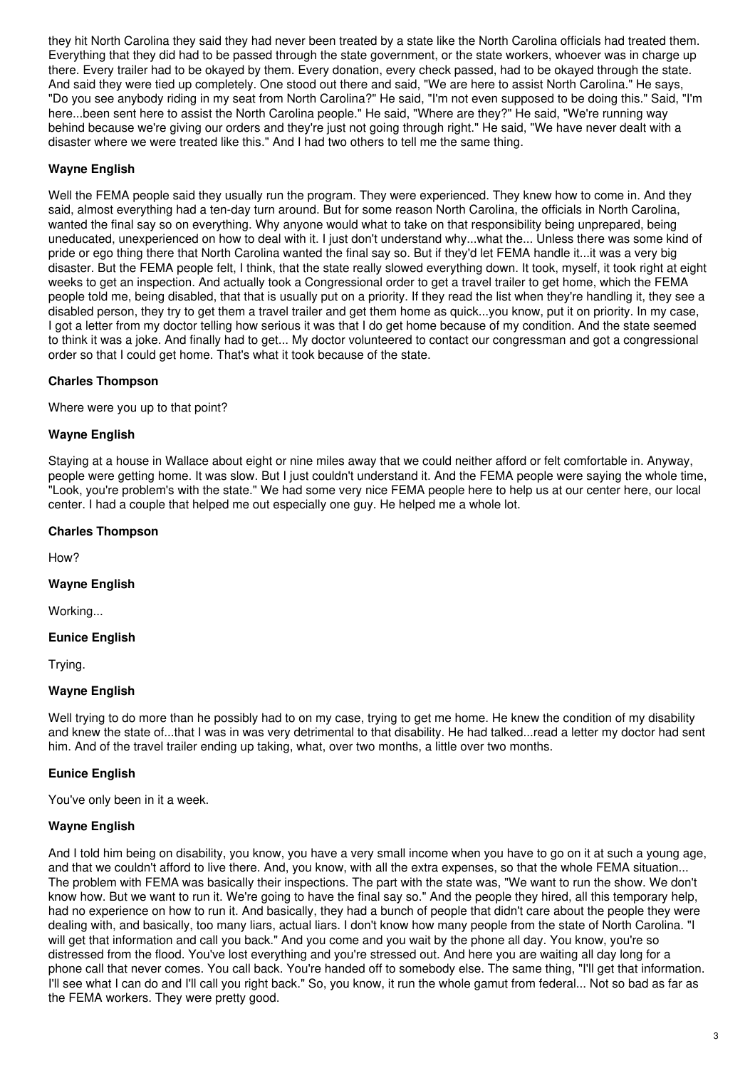they hit North Carolina they said they had never been treated by a state like the North Carolina officials had treated them. Everything that they did had to be passed through the state government, or the state workers, whoever was in charge up there. Every trailer had to be okayed by them. Every donation, every check passed, had to be okayed through the state. And said they were tied up completely. One stood out there and said, "We are here to assist North Carolina." He says, "Do you see anybody riding in my seat from North Carolina?" He said, "I'm not even supposed to be doing this." Said, "I'm here...been sent here to assist the North Carolina people." He said, "Where are they?" He said, "We're running way behind because we're giving our orders and they're just not going through right." He said, "We have never dealt with a disaster where we were treated like this." And I had two others to tell me the same thing.

**Wayne English**

Well the FEMA people said they usually run the program. They were experienced. They knew how to come in. And they said, almost everything had a ten-day turn around. But for some reason North Carolina, the officials in North Carolina, wanted the final say so on everything. Why anyone would what to take on that responsibility being unprepared, being uneducated, unexperienced on how to deal with it. I just don't understand why...what the... Unless there was some kind of pride or ego thing there that North Carolina wanted the final say so. But if they'd let FEMA handle it...it was a very big disaster. But the FEMA people felt, I think, that the state really slowed everything down. It took, myself, it took right at eight weeks to get an inspection. And actually took a Congressional order to get a travel trailer to get home, which the FEMA people told me, being disabled, that that is usually put on a priority. If they read the list when they're handling it, they see a disabled person, they try to get them a travel trailer and get them home as quick...you know, put it on priority. In my case, I got a letter from my doctor telling how serious it was that I do get home because of my condition. And the state seemed to think it was a joke. And finally had to get... My doctor volunteered to contact our congressman and got a congressional order so that I could get home. That's what it took because of the state.

**Charles Thompson**

Where were you up to that point?

**Wayne English**

Staying at a house in Wallace about eight or nine miles away that we could neither afford or felt comfortable in. Anyway, people were getting home. It was slow. But I just couldn't understand it. And the FEMA people were saying the whole time, "Look, you're problem's with the state." We had some very nice FEMA people here to help us at our center here, our local center. I had a couple that helped me out especially one guy. He helped me a whole lot.

**Charles Thompson**

How?

**Wayne English**

Working...

**Eunice English**

Trying.

**Wayne English**

Well trying to do more than he possibly had to on my case, trying to get me home. He knew the condition of my disability and knew the state of...that I was in was very detrimental to that disability. He had talked...read a letter my doctor had sent him. And of the travel trailer ending up taking, what, over two months, a little over two months.

**Eunice English**

You've only been in it a week.

**Wayne English**

And I told him being on disability, you know, you have a very small income when you have to go on it at such a young age, and that we couldn't afford to live there. And, you know, with all the extra expenses, so that the whole FEMA situation... The problem with FEMA was basically their inspections. The part with the state was, "We want to run the show. We don't know how. But we want to run it. We're going to have the final say so." And the people they hired, all this temporary help, had no experience on how to run it. And basically, they had a bunch of people that didn't care about the people they were dealing with, and basically, too many liars, actual liars. I don't know how many people from the state of North Carolina. "I will get that information and call you back." And you come and you wait by the phone all day. You know, you're so distressed from the flood. You've lost everything and you're stressed out. And here you are waiting all day long for a phone call that never comes. You call back. You're handed off to somebody else. The same thing, "I'll get that information. I'll see what I can do and I'll call you right back." So, you know, it run the whole gamut from federal... Not so bad as far as the FEMA workers. They were pretty good.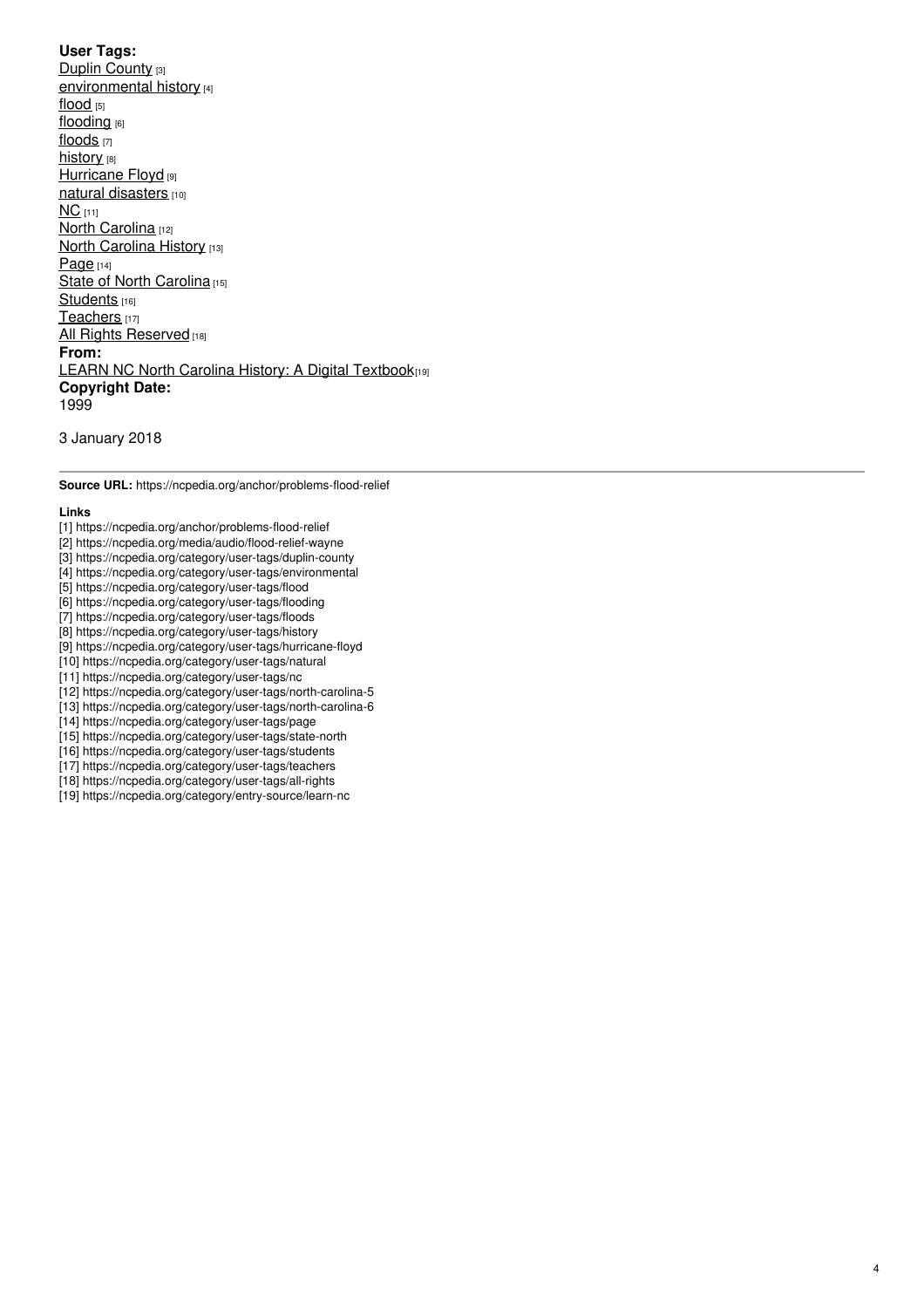**User Tags:**

Duplin County [3]
environmental history [4]
flood [5]
flooding [6]
floods [7]
history [8]
Hurricane Floyd [9]
natural disasters [10]
NC [11]
North Carolina [12]
North Carolina History [13]
Page [14]
State of North Carolina [15]
Students [16]
Teachers [17]
All Rights Reserved [18]

**From:**

LEARN NC North Carolina History: A Digital Textbook [19]

**Copyright Date:**

1999

3 January 2018

---

**Source URL:** https://ncpedia.org/anchor/problems-flood-relief

**Links**

[1] https://ncpedia.org/anchor/problems-flood-relief
[2] https://ncpedia.org/media/audio/flood-relief-wayne
[3] https://ncpedia.org/category/user-tags/duplin-county
[4] https://ncpedia.org/category/user-tags/environmental
[5] https://ncpedia.org/category/user-tags/flood
[6] https://ncpedia.org/category/user-tags/flooding
[7] https://ncpedia.org/category/user-tags/floods
[8] https://ncpedia.org/category/user-tags/history
[9] https://ncpedia.org/category/user-tags/hurricane-floyd
[10] https://ncpedia.org/category/user-tags/natural
[11] https://ncpedia.org/category/user-tags/nc
[12] https://ncpedia.org/category/user-tags/north-carolina-5
[13] https://ncpedia.org/category/user-tags/north-carolina-6
[14] https://ncpedia.org/category/user-tags/page
[15] https://ncpedia.org/category/user-tags/state-north
[16] https://ncpedia.org/category/user-tags/students
[17] https://ncpedia.org/category/user-tags/teachers
[18] https://ncpedia.org/category/user-tags/all-rights
[19] https://ncpedia.org/category/entry-source/learn-nc